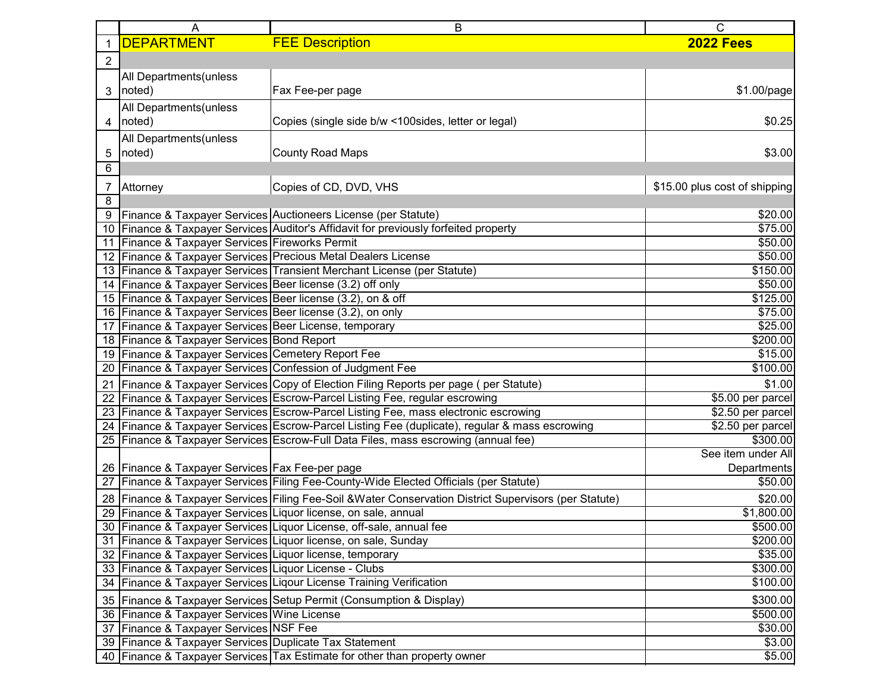| DEPARTMENT | FEE Description | 2022 Fees |
|---|---|---|
| | | |
| All Departments(unless noted) | Fax Fee-per page | $1.00/page |
| All Departments(unless noted) | Copies (single side b/w <100sides, letter or legal) | $0.25 |
| All Departments(unless noted) | County Road Maps | $3.00 |
| | | |
| Attorney | Copies of CD, DVD, VHS | $15.00 plus cost of shipping |
| | | |
| Finance & Taxpayer Services | Auctioneers License (per Statute) | $20.00 |
| Finance & Taxpayer Services | Auditor's Affidavit for previously forfeited property | $75.00 |
| Finance & Taxpayer Services | Fireworks Permit | $50.00 |
| Finance & Taxpayer Services | Precious Metal Dealers License | $50.00 |
| Finance & Taxpayer Services | Transient Merchant License (per Statute) | $150.00 |
| Finance & Taxpayer Services | Beer license (3.2) off only | $50.00 |
| Finance & Taxpayer Services | Beer license (3.2), on & off | $125.00 |
| Finance & Taxpayer Services | Beer license (3.2), on only | $75.00 |
| Finance & Taxpayer Services | Beer License, temporary | $25.00 |
| Finance & Taxpayer Services | Bond Report | $200.00 |
| Finance & Taxpayer Services | Cemetery Report Fee | $15.00 |
| Finance & Taxpayer Services | Confession of Judgment Fee | $100.00 |
| Finance & Taxpayer Services | Copy of Election Filing Reports per page ( per Statute) | $1.00 |
| Finance & Taxpayer Services | Escrow-Parcel Listing Fee, regular escrowing | $5.00 per parcel |
| Finance & Taxpayer Services | Escrow-Parcel Listing Fee, mass electronic escrowing | $2.50 per parcel |
| Finance & Taxpayer Services | Escrow-Parcel Listing Fee (duplicate), regular & mass escrowing | $2.50 per parcel |
| Finance & Taxpayer Services | Escrow-Full Data Files, mass escrowing (annual fee) | $300.00 |
| Finance & Taxpayer Services | Fax Fee-per page | See item under All Departments |
| Finance & Taxpayer Services | Filing Fee-County-Wide Elected Officials (per Statute) | $50.00 |
| Finance & Taxpayer Services | Filing Fee-Soil &Water Conservation District Supervisors (per Statute) | $20.00 |
| Finance & Taxpayer Services | Liquor license, on sale, annual | $1,800.00 |
| Finance & Taxpayer Services | Liquor License, off-sale, annual fee | $500.00 |
| Finance & Taxpayer Services | Liquor license, on sale, Sunday | $200.00 |
| Finance & Taxpayer Services | Liquor license, temporary | $35.00 |
| Finance & Taxpayer Services | Liquor License - Clubs | $300.00 |
| Finance & Taxpayer Services | Liqour License Training Verification | $100.00 |
| Finance & Taxpayer Services | Setup Permit (Consumption & Display) | $300.00 |
| Finance & Taxpayer Services | Wine License | $500.00 |
| Finance & Taxpayer Services | NSF Fee | $30.00 |
| Finance & Taxpayer Services | Duplicate Tax Statement | $3.00 |
| Finance & Taxpayer Services | Tax Estimate for other than property owner | $5.00 |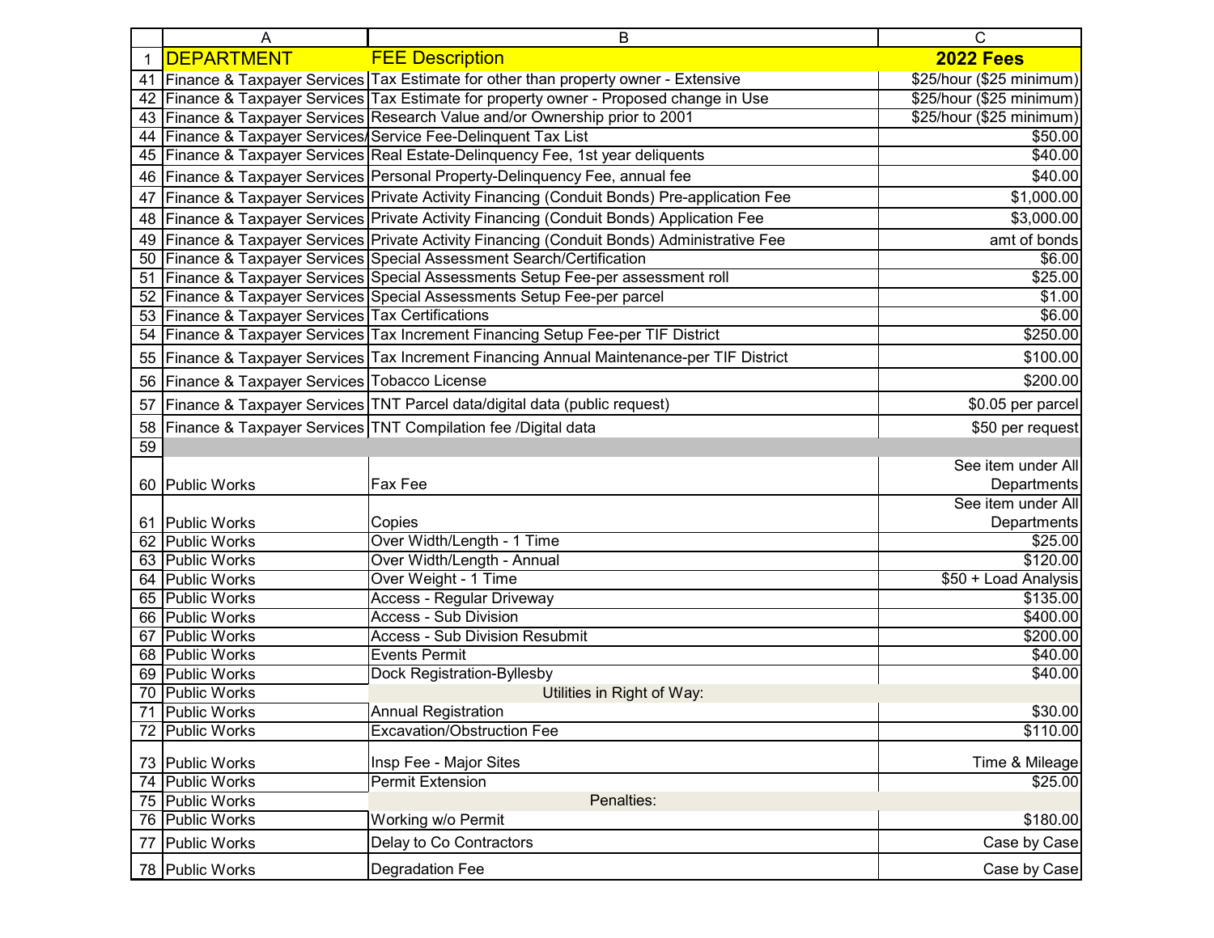| | A | B | C |
|---|---|---|---|
| 1 | DEPARTMENT | FEE Description | 2022 Fees |
| 41 | Finance & Taxpayer Services | Tax Estimate for other than property owner - Extensive | $25/hour ($25 minimum) |
| 42 | Finance & Taxpayer Services | Tax Estimate for property owner - Proposed change in Use | $25/hour ($25 minimum) |
| 43 | Finance & Taxpayer Services | Research Value and/or Ownership prior to 2001 | $25/hour ($25 minimum) |
| 44 | Finance & Taxpayer Services/ | Service Fee-Delinquent Tax List | $50.00 |
| 45 | Finance & Taxpayer Services | Real Estate-Delinquency Fee, 1st year deliquents | $40.00 |
| 46 | Finance & Taxpayer Services | Personal Property-Delinquency Fee, annual fee | $40.00 |
| 47 | Finance & Taxpayer Services | Private Activity Financing (Conduit Bonds) Pre-application Fee | $1,000.00 |
| 48 | Finance & Taxpayer Services | Private Activity Financing (Conduit Bonds) Application Fee | $3,000.00 |
| 49 | Finance & Taxpayer Services | Private Activity Financing (Conduit Bonds) Administrative Fee | amt of bonds |
| 50 | Finance & Taxpayer Services | Special Assessment Search/Certification | $6.00 |
| 51 | Finance & Taxpayer Services | Special Assessments Setup Fee-per assessment roll | $25.00 |
| 52 | Finance & Taxpayer Services | Special Assessments Setup Fee-per parcel | $1.00 |
| 53 | Finance & Taxpayer Services | Tax Certifications | $6.00 |
| 54 | Finance & Taxpayer Services | Tax Increment Financing Setup Fee-per TIF District | $250.00 |
| 55 | Finance & Taxpayer Services | Tax Increment Financing Annual Maintenance-per TIF District | $100.00 |
| 56 | Finance & Taxpayer Services | Tobacco License | $200.00 |
| 57 | Finance & Taxpayer Services | TNT Parcel data/digital data (public request) | $0.05 per parcel |
| 58 | Finance & Taxpayer Services | TNT Compilation fee /Digital data | $50 per request |
| 59 | | | |
| 60 | Public Works | Fax Fee | See item under All Departments |
| 61 | Public Works | Copies | See item under All Departments |
| 62 | Public Works | Over Width/Length - 1 Time | $25.00 |
| 63 | Public Works | Over Width/Length - Annual | $120.00 |
| 64 | Public Works | Over Weight - 1 Time | $50 + Load Analysis |
| 65 | Public Works | Access - Regular Driveway | $135.00 |
| 66 | Public Works | Access - Sub Division | $400.00 |
| 67 | Public Works | Access - Sub Division Resubmit | $200.00 |
| 68 | Public Works | Events Permit | $40.00 |
| 69 | Public Works | Dock Registration-Byllesby | $40.00 |
| 70 | Public Works | Utilities in Right of Way: | |
| 71 | Public Works | Annual Registration | $30.00 |
| 72 | Public Works | Excavation/Obstruction Fee | $110.00 |
| 73 | Public Works | Insp Fee - Major Sites | Time & Mileage |
| 74 | Public Works | Permit Extension | $25.00 |
| 75 | Public Works | Penalties: | |
| 76 | Public Works | Working w/o Permit | $180.00 |
| 77 | Public Works | Delay to Co Contractors | Case by Case |
| 78 | Public Works | Degradation Fee | Case by Case |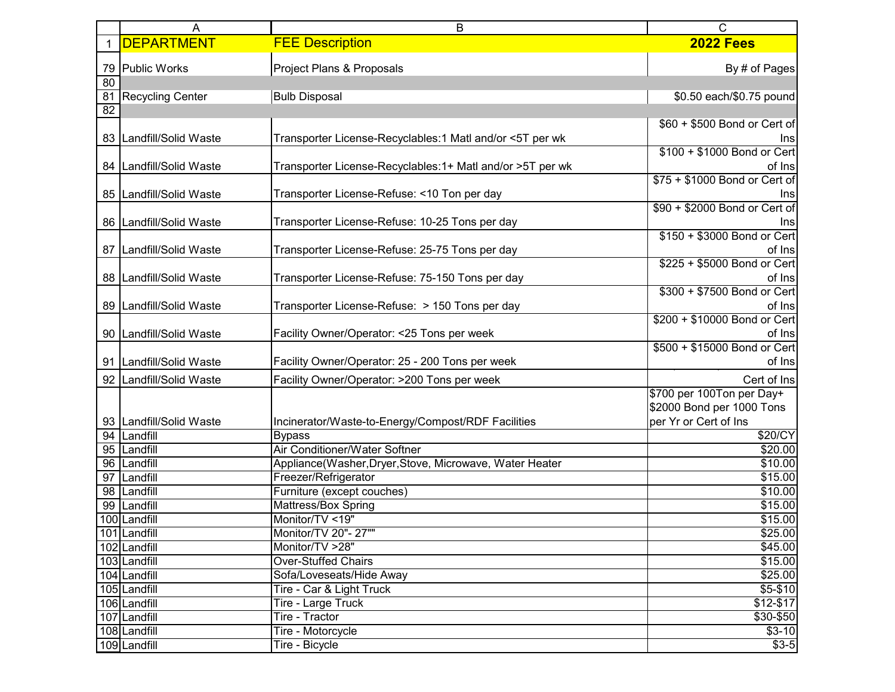| | A | B | C |
|---|---|---|---|
| 1 | DEPARTMENT | FEE Description | 2022 Fees |
| 79 | Public Works | Project Plans & Proposals | By # of Pages |
| 80 | | | |
| 81 | Recycling Center | Bulb Disposal | $0.50 each/$0.75 pound |
| 82 | | | |
| 83 | Landfill/Solid Waste | Transporter License-Recyclables:1 Matl and/or <5T per wk | $60 + $500 Bond or Cert of Ins |
| 84 | Landfill/Solid Waste | Transporter License-Recyclables:1+ Matl and/or >5T per wk | $100 + $1000 Bond or Cert of Ins |
| 85 | Landfill/Solid Waste | Transporter License-Refuse: <10 Ton per day | $75 + $1000 Bond or Cert of Ins |
| 86 | Landfill/Solid Waste | Transporter License-Refuse: 10-25 Tons per day | $90 + $2000 Bond or Cert of Ins |
| 87 | Landfill/Solid Waste | Transporter License-Refuse: 25-75 Tons per day | $150 + $3000 Bond or Cert of Ins |
| 88 | Landfill/Solid Waste | Transporter License-Refuse: 75-150 Tons per day | $225 + $5000 Bond or Cert of Ins |
| 89 | Landfill/Solid Waste | Transporter License-Refuse: > 150 Tons per day | $300 + $7500 Bond or Cert of Ins |
| 90 | Landfill/Solid Waste | Facility Owner/Operator: <25 Tons per week | $200 + $10000 Bond or Cert of Ins |
| 91 | Landfill/Solid Waste | Facility Owner/Operator: 25 - 200 Tons per week | $500 + $15000 Bond or Cert of Ins |
| 92 | Landfill/Solid Waste | Facility Owner/Operator: >200 Tons per week | Cert of Ins |
| 93 | Landfill/Solid Waste | Incinerator/Waste-to-Energy/Compost/RDF Facilities | $700 per 100Ton per Day+ $2000 Bond per 1000 Tons per Yr or Cert of Ins |
| 94 | Landfill | Bypass | $20/CY |
| 95 | Landfill | Air Conditioner/Water Softner | $20.00 |
| 96 | Landfill | Appliance(Washer,Dryer,Stove, Microwave, Water Heater | $10.00 |
| 97 | Landfill | Freezer/Refrigerator | $15.00 |
| 98 | Landfill | Furniture (except couches) | $10.00 |
| 99 | Landfill | Mattress/Box Spring | $15.00 |
| 100 | Landfill | Monitor/TV <19" | $15.00 |
| 101 | Landfill | Monitor/TV 20"- 27"" | $25.00 |
| 102 | Landfill | Monitor/TV >28" | $45.00 |
| 103 | Landfill | Over-Stuffed Chairs | $15.00 |
| 104 | Landfill | Sofa/Loveseats/Hide Away | $25.00 |
| 105 | Landfill | Tire - Car & Light Truck | $5-$10 |
| 106 | Landfill | Tire - Large Truck | $12-$17 |
| 107 | Landfill | Tire - Tractor | $30-$50 |
| 108 | Landfill | Tire - Motorcycle | $3-10 |
| 109 | Landfill | Tire - Bicycle | $3-5 |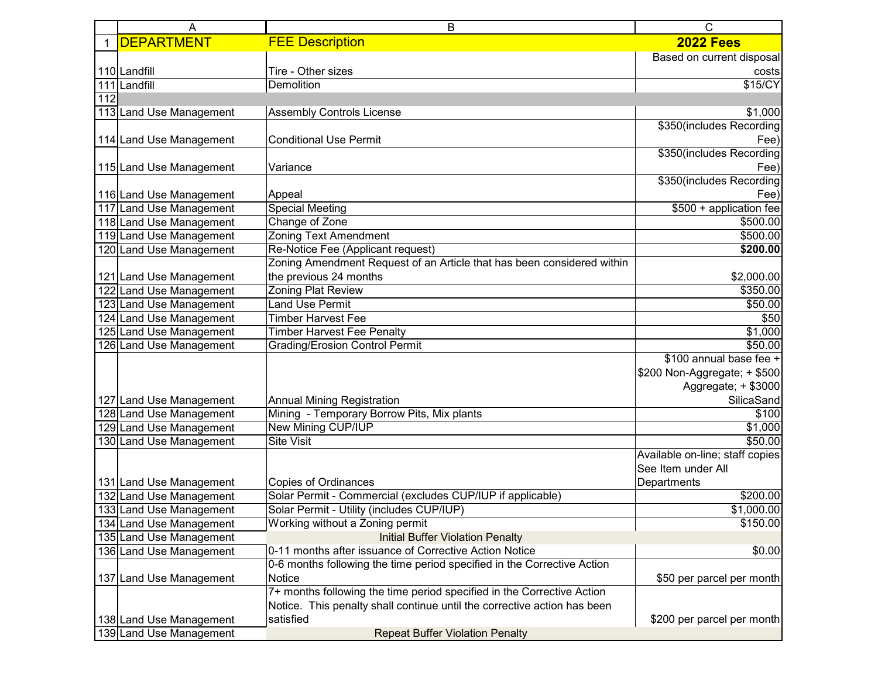| | A | B | C |
|---|---|---|---|
| 1 | DEPARTMENT | FEE Description | **2022 Fees** |
| 110 | Landfill | Tire - Other sizes | Based on current disposal costs |
| 111 | Landfill | Demolition | $15/CY |
| 112 | | | |
| 113 | Land Use Management | Assembly Controls License | $1,000 |
| 114 | Land Use Management | Conditional Use Permit | $350(includes Recording Fee) |
| 115 | Land Use Management | Variance | $350(includes Recording Fee) |
| 116 | Land Use Management | Appeal | $350(includes Recording Fee) |
| 117 | Land Use Management | Special Meeting | $500 + application fee |
| 118 | Land Use Management | Change of Zone | $500.00 |
| 119 | Land Use Management | Zoning Text Amendment | $500.00 |
| 120 | Land Use Management | Re-Notice Fee (Applicant request) | **$200.00** |
| 121 | Land Use Management | Zoning Amendment Request of an Article that has been considered within the previous 24 months | $2,000.00 |
| 122 | Land Use Management | Zoning Plat Review | $350.00 |
| 123 | Land Use Management | Land Use Permit | $50.00 |
| 124 | Land Use Management | Timber Harvest Fee | $50 |
| 125 | Land Use Management | Timber Harvest Fee Penalty | $1,000 |
| 126 | Land Use Management | Grading/Erosion Control Permit | $50.00 |
| 127 | Land Use Management | Annual Mining Registration | $100 annual base fee + $200 Non-Aggregate; + $500 Aggregate; + $3000 SilicaSand |
| 128 | Land Use Management | Mining - Temporary Borrow Pits, Mix plants | $100 |
| 129 | Land Use Management | New Mining CUP/IUP | $1,000 |
| 130 | Land Use Management | Site Visit | $50.00 |
| 131 | Land Use Management | Copies of Ordinances | Available on-line; staff copies See Item under All Departments |
| 132 | Land Use Management | Solar Permit - Commercial (excludes CUP/IUP if applicable) | $200.00 |
| 133 | Land Use Management | Solar Permit - Utility (includes CUP/IUP) | $1,000.00 |
| 134 | Land Use Management | Working without a Zoning permit | $150.00 |
| 135 | Land Use Management | Initial Buffer Violation Penalty | |
| 136 | Land Use Management | 0-11 months after issuance of Corrective Action Notice | $0.00 |
| 137 | Land Use Management | 0-6 months following the time period specified in the Corrective Action Notice | $50 per parcel per month |
| 138 | Land Use Management | 7+ months following the time period specified in the Corrective Action Notice. This penalty shall continue until the corrective action has been satisfied | $200 per parcel per month |
| 139 | Land Use Management | Repeat Buffer Violation Penalty | |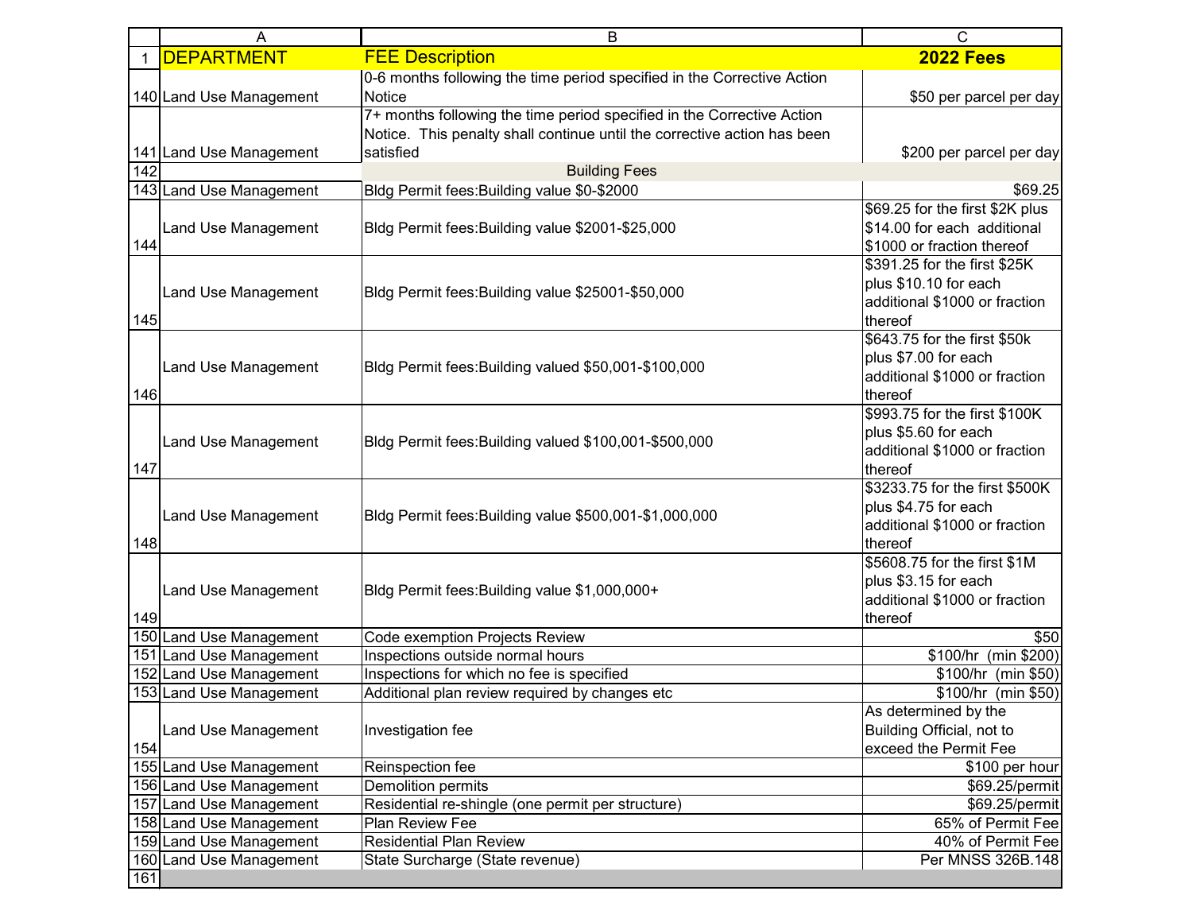| | A | B | C |
|---|---|---|---|
| 1 | DEPARTMENT | FEE Description | 2022 Fees |
| 140 | Land Use Management | 0-6 months following the time period specified in the Corrective Action Notice | $50 per parcel per day |
| 141 | Land Use Management | 7+ months following the time period specified in the Corrective Action Notice. This penalty shall continue until the corrective action has been satisfied | $200 per parcel per day |
| 142 | | Building Fees | |
| 143 | Land Use Management | Bldg Permit fees:Building value $0-$2000 | $69.25 |
| 144 | Land Use Management | Bldg Permit fees:Building value $2001-$25,000 | $69.25 for the first $2K plus $14.00 for each additional $1000 or fraction thereof |
| 145 | Land Use Management | Bldg Permit fees:Building value $25001-$50,000 | $391.25 for the first $25K plus $10.10 for each additional $1000 or fraction thereof |
| 146 | Land Use Management | Bldg Permit fees:Building valued $50,001-$100,000 | $643.75 for the first $50k plus $7.00 for each additional $1000 or fraction thereof |
| 147 | Land Use Management | Bldg Permit fees:Building valued $100,001-$500,000 | $993.75 for the first $100K plus $5.60 for each additional $1000 or fraction thereof |
| 148 | Land Use Management | Bldg Permit fees:Building value $500,001-$1,000,000 | $3233.75 for the first $500K plus $4.75 for each additional $1000 or fraction thereof |
| 149 | Land Use Management | Bldg Permit fees:Building value $1,000,000+ | $5608.75 for the first $1M plus $3.15 for each additional $1000 or fraction thereof |
| 150 | Land Use Management | Code exemption Projects Review | $50 |
| 151 | Land Use Management | Inspections outside normal hours | $100/hr (min $200) |
| 152 | Land Use Management | Inspections for which no fee is specified | $100/hr (min $50) |
| 153 | Land Use Management | Additional plan review required by changes etc | $100/hr (min $50) |
| 154 | Land Use Management | Investigation fee | As determined by the Building Official, not to exceed the Permit Fee |
| 155 | Land Use Management | Reinspection fee | $100 per hour |
| 156 | Land Use Management | Demolition permits | $69.25/permit |
| 157 | Land Use Management | Residential re-shingle (one permit per structure) | $69.25/permit |
| 158 | Land Use Management | Plan Review Fee | 65% of Permit Fee |
| 159 | Land Use Management | Residential Plan Review | 40% of Permit Fee |
| 160 | Land Use Management | State Surcharge (State revenue) | Per MNSS 326B.148 |
| 161 | | | |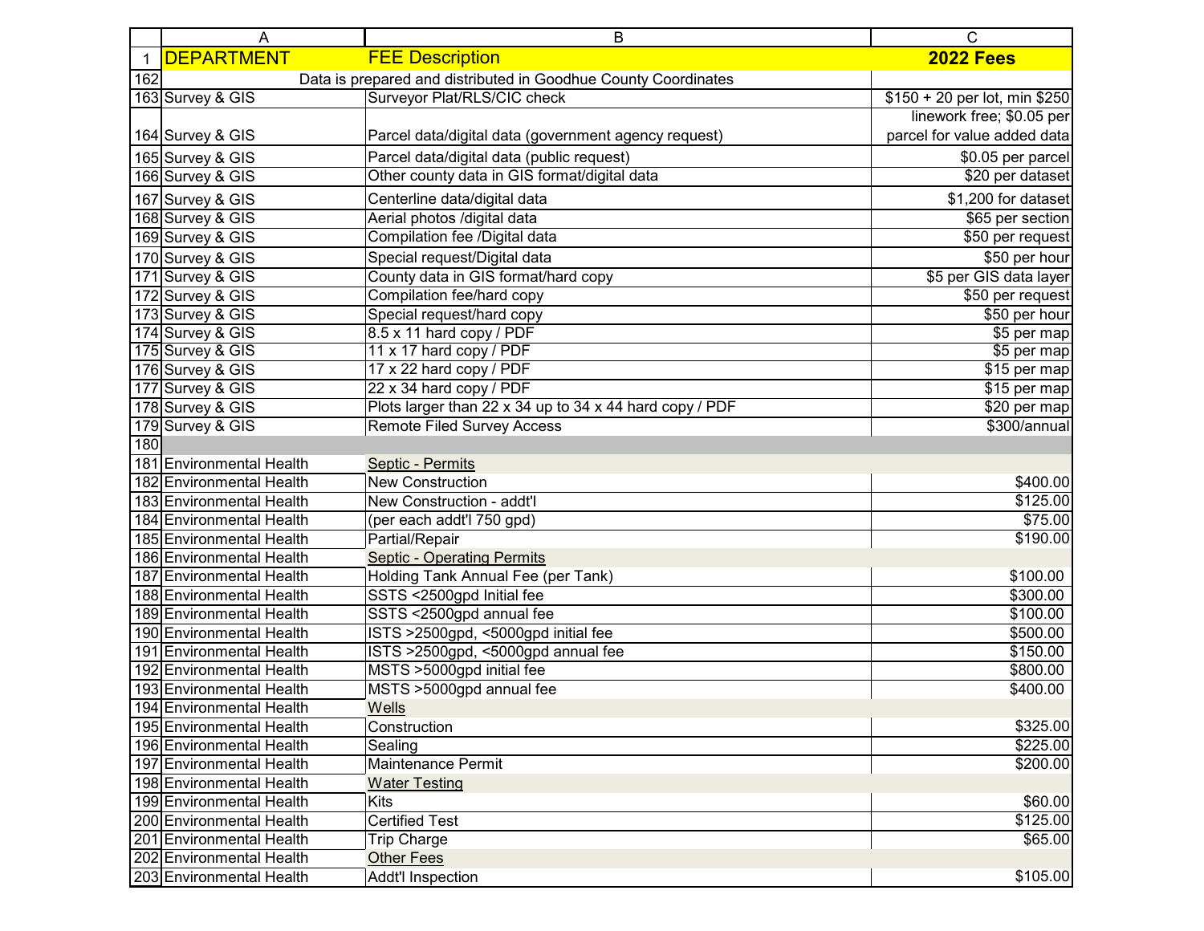| | A | B | C |
|---|---|---|---|
| 1 | DEPARTMENT | FEE Description | 2022 Fees |
| 162 | Data is prepared and distributed in Goodhue County Coordinates | | |
| 163 | Survey & GIS | Surveyor Plat/RLS/CIC check | $150 + 20 per lot, min $250 |
| 164 | Survey & GIS | Parcel data/digital data (government agency request) | linework free; $0.05 per parcel for value added data |
| 165 | Survey & GIS | Parcel data/digital data (public request) | $0.05 per parcel |
| 166 | Survey & GIS | Other county data in GIS format/digital data | $20 per dataset |
| 167 | Survey & GIS | Centerline data/digital data | $1,200 for dataset |
| 168 | Survey & GIS | Aerial photos /digital data | $65 per section |
| 169 | Survey & GIS | Compilation fee /Digital data | $50 per request |
| 170 | Survey & GIS | Special request/Digital data | $50 per hour |
| 171 | Survey & GIS | County data in GIS format/hard copy | $5 per GIS data layer |
| 172 | Survey & GIS | Compilation fee/hard copy | $50 per request |
| 173 | Survey & GIS | Special request/hard copy | $50 per hour |
| 174 | Survey & GIS | 8.5 x 11 hard copy / PDF | $5 per map |
| 175 | Survey & GIS | 11 x 17 hard copy / PDF | $5 per map |
| 176 | Survey & GIS | 17 x 22 hard copy / PDF | $15 per map |
| 177 | Survey & GIS | 22 x 34 hard copy / PDF | $15 per map |
| 178 | Survey & GIS | Plots larger than 22 x 34 up to 34 x 44 hard copy / PDF | $20 per map |
| 179 | Survey & GIS | Remote Filed Survey Access | $300/annual |
| 180 | | | |
| 181 | Environmental Health | Septic - Permits | |
| 182 | Environmental Health | New Construction | $400.00 |
| 183 | Environmental Health | New Construction - addt'l | $125.00 |
| 184 | Environmental Health | (per each addt'l 750 gpd) | $75.00 |
| 185 | Environmental Health | Partial/Repair | $190.00 |
| 186 | Environmental Health | Septic - Operating Permits | |
| 187 | Environmental Health | Holding Tank Annual Fee (per Tank) | $100.00 |
| 188 | Environmental Health | SSTS <2500gpd Initial fee | $300.00 |
| 189 | Environmental Health | SSTS <2500gpd annual fee | $100.00 |
| 190 | Environmental Health | ISTS >2500gpd, <5000gpd initial fee | $500.00 |
| 191 | Environmental Health | ISTS >2500gpd, <5000gpd annual fee | $150.00 |
| 192 | Environmental Health | MSTS >5000gpd initial fee | $800.00 |
| 193 | Environmental Health | MSTS >5000gpd annual fee | $400.00 |
| 194 | Environmental Health | Wells | |
| 195 | Environmental Health | Construction | $325.00 |
| 196 | Environmental Health | Sealing | $225.00 |
| 197 | Environmental Health | Maintenance Permit | $200.00 |
| 198 | Environmental Health | Water Testing | |
| 199 | Environmental Health | Kits | $60.00 |
| 200 | Environmental Health | Certified Test | $125.00 |
| 201 | Environmental Health | Trip Charge | $65.00 |
| 202 | Environmental Health | Other Fees | |
| 203 | Environmental Health | Addt'l Inspection | $105.00 |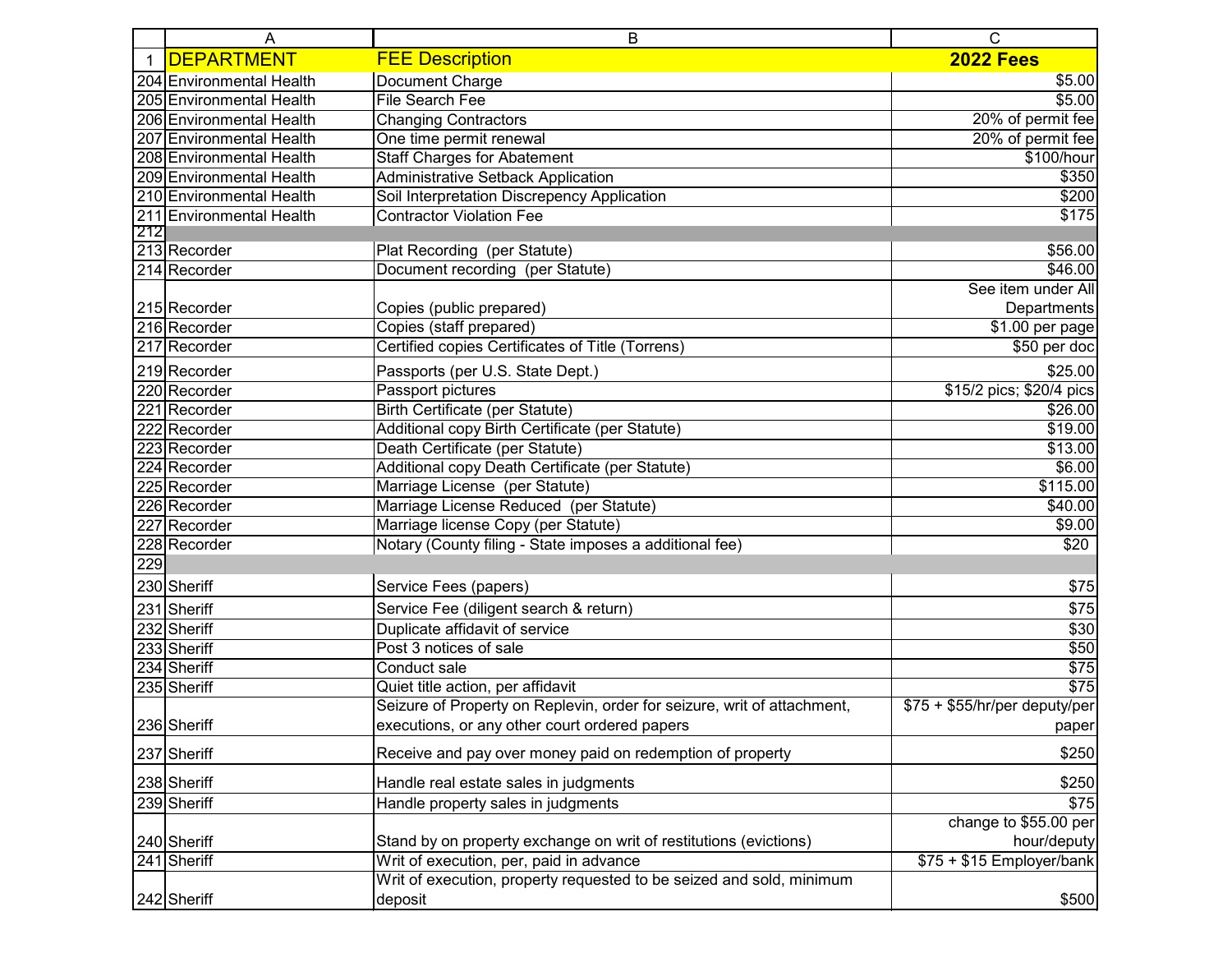| | A | B | C |
|---|---|---|---|
| 1 | DEPARTMENT | FEE Description | 2022 Fees |
| 204 | Environmental Health | Document Charge | $5.00 |
| 205 | Environmental Health | File Search Fee | $5.00 |
| 206 | Environmental Health | Changing Contractors | 20% of permit fee |
| 207 | Environmental Health | One time permit renewal | 20% of permit fee |
| 208 | Environmental Health | Staff Charges for Abatement | $100/hour |
| 209 | Environmental Health | Administrative Setback Application | $350 |
| 210 | Environmental Health | Soil Interpretation Discrepency Application | $200 |
| 211 | Environmental Health | Contractor Violation Fee | $175 |
| 212 | | | |
| 213 | Recorder | Plat Recording (per Statute) | $56.00 |
| 214 | Recorder | Document recording (per Statute) | $46.00 |
| 215 | Recorder | Copies (public prepared) | See item under All Departments |
| 216 | Recorder | Copies (staff prepared) | $1.00 per page |
| 217 | Recorder | Certified copies Certificates of Title (Torrens) | $50 per doc |
| 219 | Recorder | Passports (per U.S. State Dept.) | $25.00 |
| 220 | Recorder | Passport pictures | $15/2 pics; $20/4 pics |
| 221 | Recorder | Birth Certificate (per Statute) | $26.00 |
| 222 | Recorder | Additional copy Birth Certificate (per Statute) | $19.00 |
| 223 | Recorder | Death Certificate (per Statute) | $13.00 |
| 224 | Recorder | Additional copy Death Certificate (per Statute) | $6.00 |
| 225 | Recorder | Marriage License (per Statute) | $115.00 |
| 226 | Recorder | Marriage License Reduced (per Statute) | $40.00 |
| 227 | Recorder | Marriage license Copy (per Statute) | $9.00 |
| 228 | Recorder | Notary (County filing - State imposes a additional fee) | $20 |
| 229 | | | |
| 230 | Sheriff | Service Fees (papers) | $75 |
| 231 | Sheriff | Service Fee (diligent search & return) | $75 |
| 232 | Sheriff | Duplicate affidavit of service | $30 |
| 233 | Sheriff | Post 3 notices of sale | $50 |
| 234 | Sheriff | Conduct sale | $75 |
| 235 | Sheriff | Quiet title action, per affidavit | $75 |
| 236 | Sheriff | Seizure of Property on Replevin, order for seizure, writ of attachment, executions, or any other court ordered papers | $75 + $55/hr/per deputy/per paper |
| 237 | Sheriff | Receive and pay over money paid on redemption of property | $250 |
| 238 | Sheriff | Handle real estate sales in judgments | $250 |
| 239 | Sheriff | Handle property sales in judgments | $75 |
| 240 | Sheriff | Stand by on property exchange on writ of restitutions (evictions) | change to $55.00 per hour/deputy |
| 241 | Sheriff | Writ of execution, per, paid in advance | $75 + $15 Employer/bank |
| 242 | Sheriff | Writ of execution, property requested to be seized and sold, minimum deposit | $500 |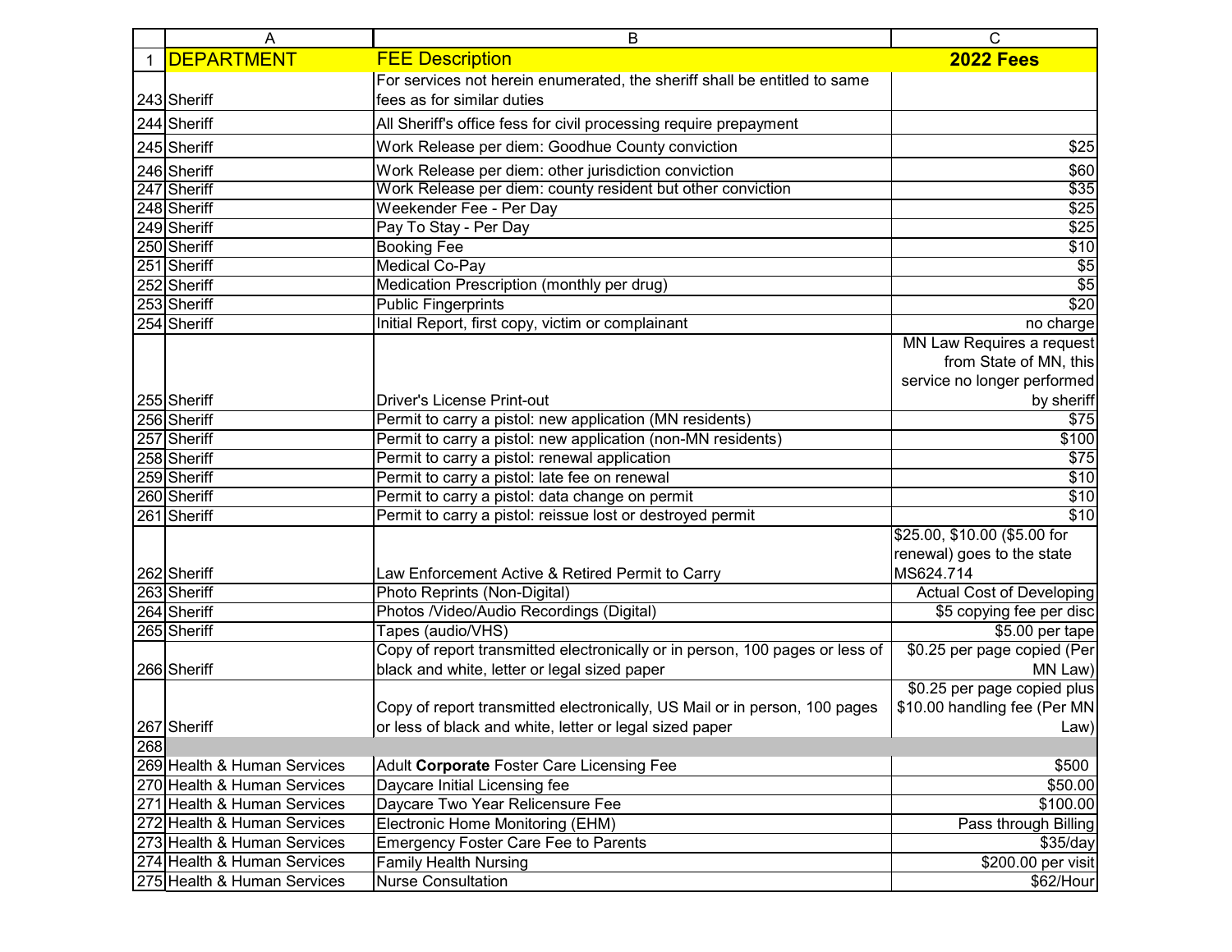| | A | B | C |
|---|---|---|---|
| 1 | DEPARTMENT | FEE Description | 2022 Fees |
| 243 | Sheriff | For services not herein enumerated, the sheriff shall be entitled to same fees as for similar duties | |
| 244 | Sheriff | All Sheriff's office fess for civil processing require prepayment | |
| 245 | Sheriff | Work Release per diem: Goodhue County conviction | $25 |
| 246 | Sheriff | Work Release per diem: other jurisdiction conviction | $60 |
| 247 | Sheriff | Work Release per diem: county resident but other conviction | $35 |
| 248 | Sheriff | Weekender Fee - Per Day | $25 |
| 249 | Sheriff | Pay To Stay - Per Day | $25 |
| 250 | Sheriff | Booking Fee | $10 |
| 251 | Sheriff | Medical Co-Pay | $5 |
| 252 | Sheriff | Medication Prescription (monthly per drug) | $5 |
| 253 | Sheriff | Public Fingerprints | $20 |
| 254 | Sheriff | Initial Report, first copy, victim or complainant | no charge |
| 255 | Sheriff | Driver's License Print-out | MN Law Requires a request from State of MN, this service no longer performed by sheriff |
| 256 | Sheriff | Permit to carry a pistol: new application (MN residents) | $75 |
| 257 | Sheriff | Permit to carry a pistol: new application (non-MN residents) | $100 |
| 258 | Sheriff | Permit to carry a pistol: renewal application | $75 |
| 259 | Sheriff | Permit to carry a pistol: late fee on renewal | $10 |
| 260 | Sheriff | Permit to carry a pistol: data change on permit | $10 |
| 261 | Sheriff | Permit to carry a pistol: reissue lost or destroyed permit | $10 |
| 262 | Sheriff | Law Enforcement Active & Retired Permit to Carry | $25.00, $10.00 ($5.00 for renewal) goes to the state MS624.714 |
| 263 | Sheriff | Photo Reprints (Non-Digital) | Actual Cost of Developing |
| 264 | Sheriff | Photos /Video/Audio Recordings (Digital) | $5 copying fee per disc |
| 265 | Sheriff | Tapes (audio/VHS) | $5.00 per tape |
| 266 | Sheriff | Copy of report transmitted electronically or in person, 100 pages or less of black and white, letter or legal sized paper | $0.25 per page copied (Per MN Law) |
| 267 | Sheriff | Copy of report transmitted electronically, US Mail or in person, 100 pages or less of black and white, letter or legal sized paper | $0.25 per page copied plus $10.00 handling fee (Per MN Law) |
| 268 | | | |
| 269 | Health & Human Services | Adult **Corporate** Foster Care Licensing Fee | $500 |
| 270 | Health & Human Services | Daycare Initial Licensing fee | $50.00 |
| 271 | Health & Human Services | Daycare Two Year Relicensure Fee | $100.00 |
| 272 | Health & Human Services | Electronic Home Monitoring (EHM) | Pass through Billing |
| 273 | Health & Human Services | Emergency Foster Care Fee to Parents | $35/day |
| 274 | Health & Human Services | Family Health Nursing | $200.00 per visit |
| 275 | Health & Human Services | Nurse Consultation | $62/Hour |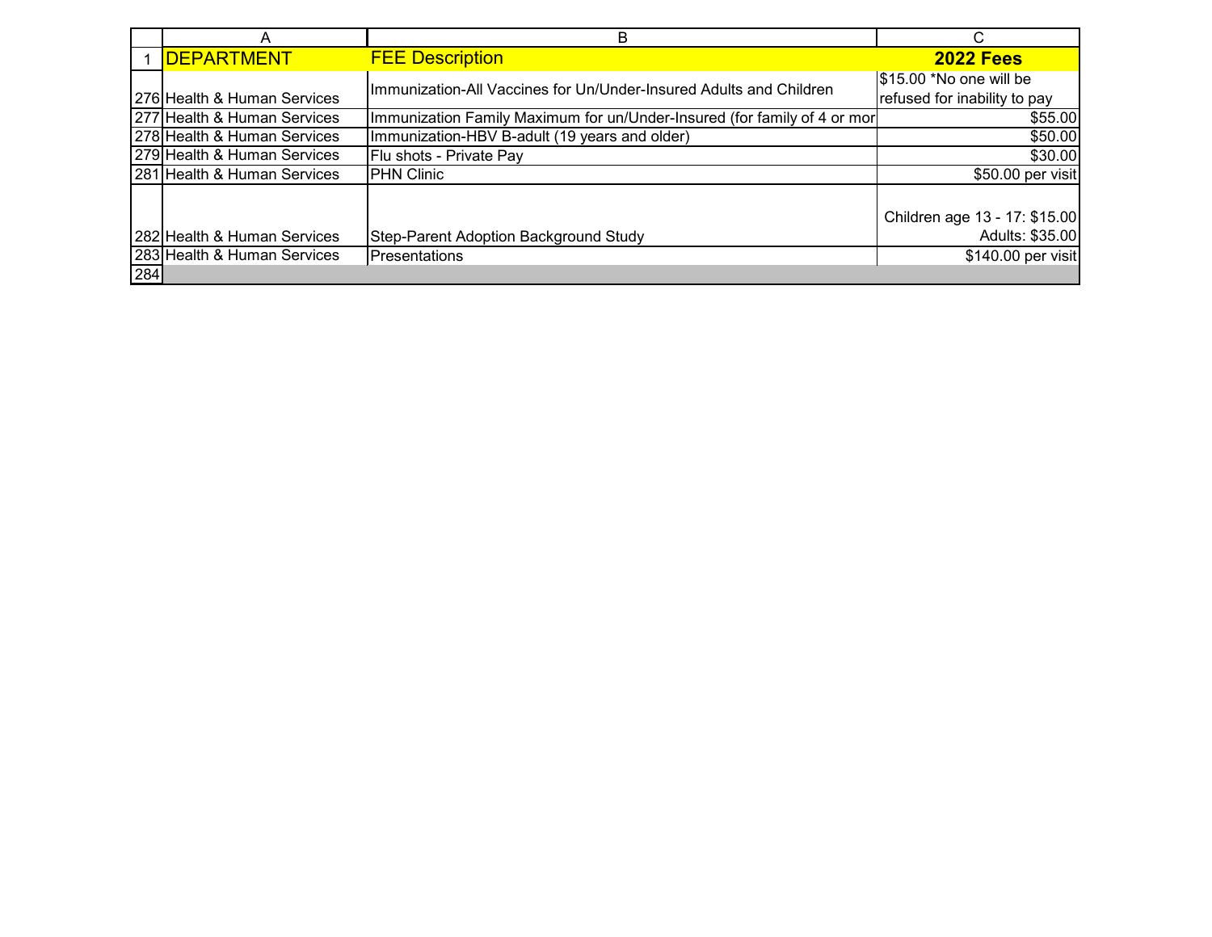| DEPARTMENT | FEE Description | 2022 Fees |
|---|---|---|
| Health & Human Services | Immunization-All Vaccines for Un/Under-Insured Adults and Children | $15.00 *No one will be refused for inability to pay |
| Health & Human Services | Immunization Family Maximum for un/Under-Insured (for family of 4 or mor | $55.00 |
| Health & Human Services | Immunization-HBV B-adult (19 years and older) | $50.00 |
| Health & Human Services | Flu shots - Private Pay | $30.00 |
| Health & Human Services | PHN Clinic | $50.00 per visit |
| Health & Human Services | Step-Parent Adoption Background Study | Children age 13 - 17: $15.00 Adults: $35.00 |
| Health & Human Services | Presentations | $140.00 per visit |